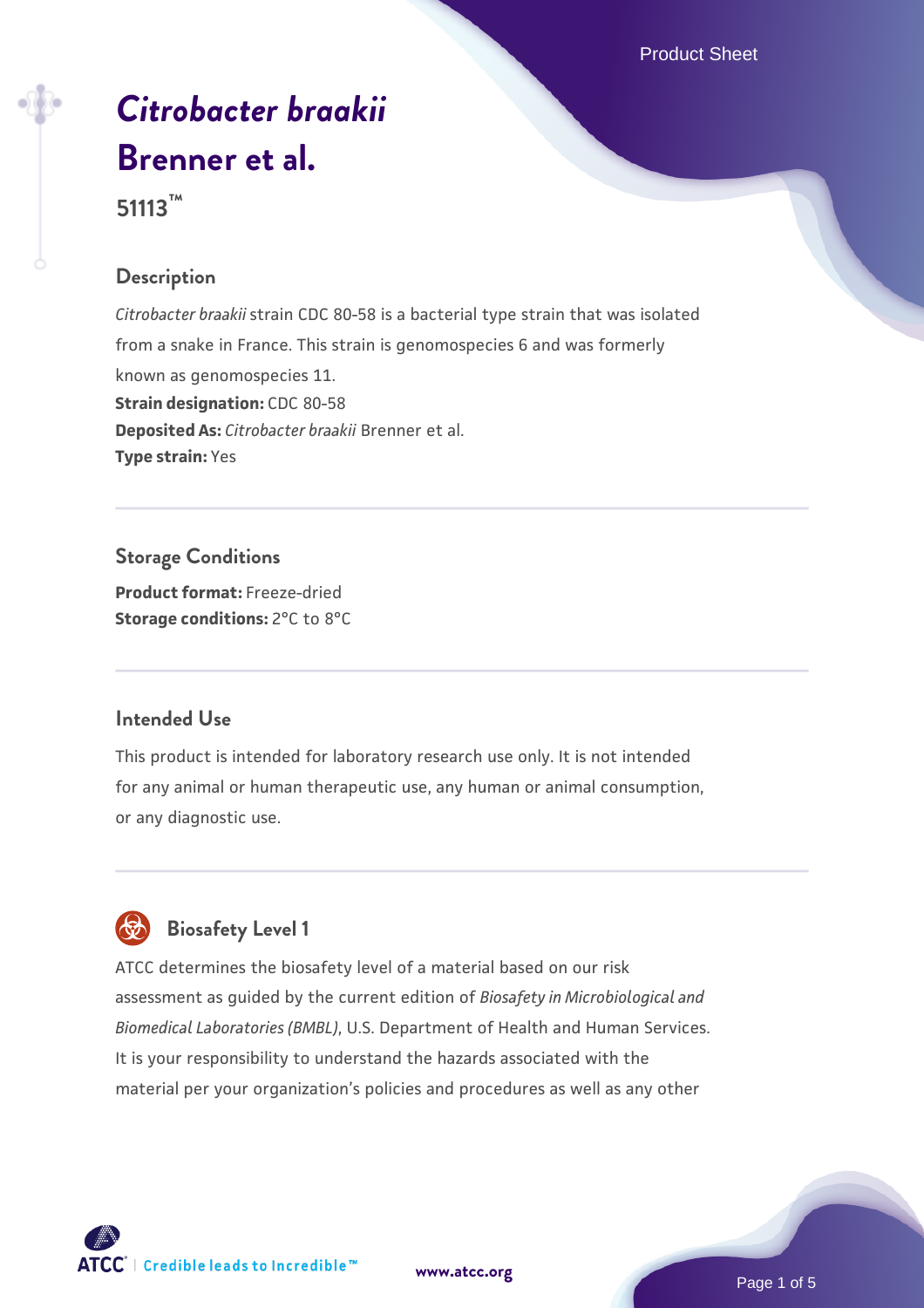# *Citrobacter braakii* Brenner et al.

**51113™**

## Description

*Citrobacter braakii* strain CDC 80-58 is a bacterial type strain that was isolated from a snake in France. This strain is genomospecies 6 and was formerly known as genomospecies 11.

**Strain designation:** CDC 80-58

**Deposited As:** *Citrobacter braakii* Brenner et al.

**Type strain:** Yes

## Storage Conditions

**Product format:** Freeze-dried

**Storage conditions:** 2°C to 8°C

## Intended Use

This product is intended for laboratory research use only. It is not intended for any animal or human therapeutic use, any human or animal consumption, or any diagnostic use.

## Biosafety Level 1

ATCC determines the biosafety level of a material based on our risk assessment as guided by the current edition of *Biosafety in Microbiological and Biomedical Laboratories (BMBL)*, U.S. Department of Health and Human Services. It is your responsibility to understand the hazards associated with the material per your organization's policies and procedures as well as any other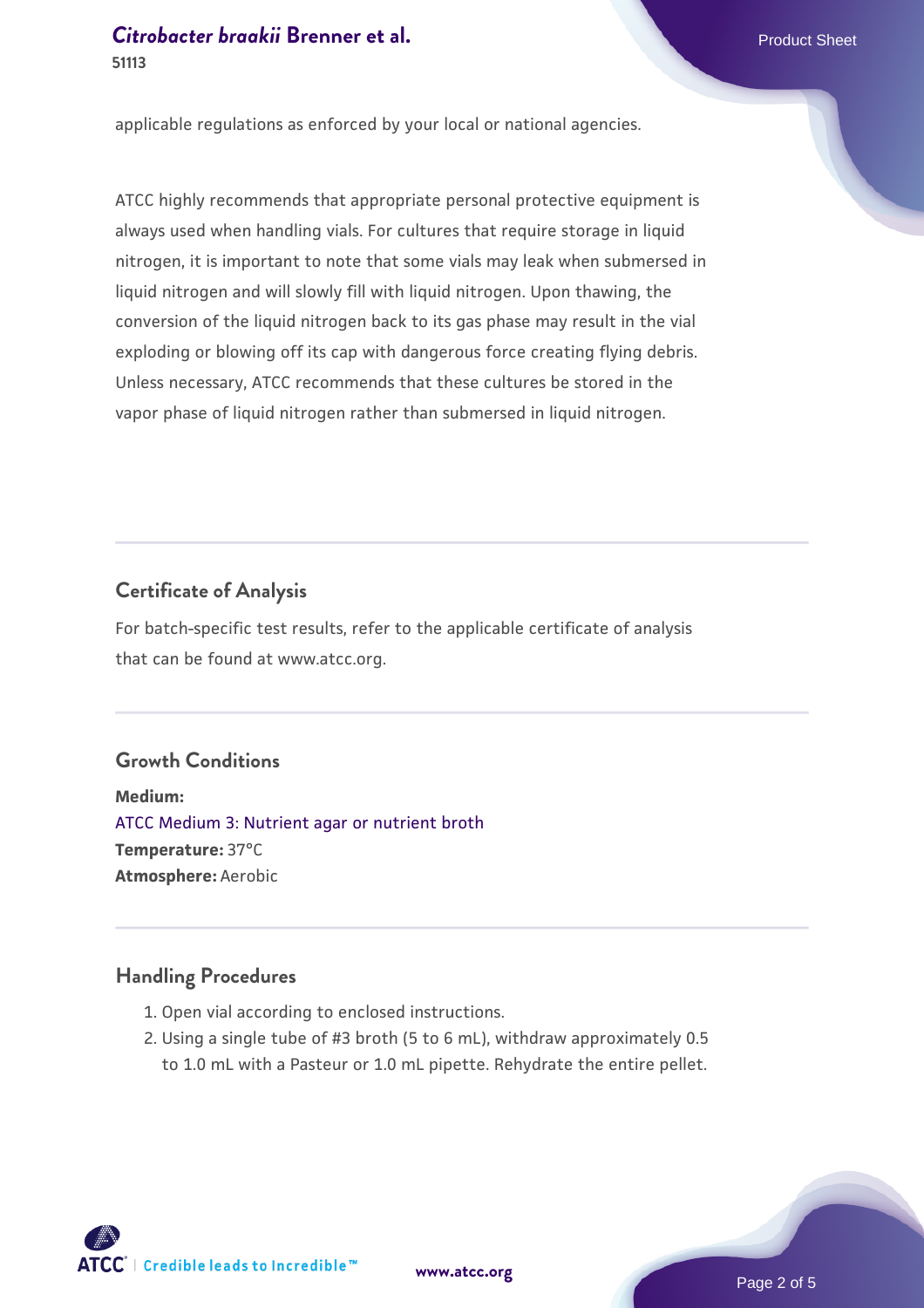applicable regulations as enforced by your local or national agencies.

ATCC highly recommends that appropriate personal protective equipment is always used when handling vials. For cultures that require storage in liquid nitrogen, it is important to note that some vials may leak when submersed in liquid nitrogen and will slowly fill with liquid nitrogen. Upon thawing, the conversion of the liquid nitrogen back to its gas phase may result in the vial exploding or blowing off its cap with dangerous force creating flying debris. Unless necessary, ATCC recommends that these cultures be stored in the vapor phase of liquid nitrogen rather than submersed in liquid nitrogen.

## Certificate of Analysis

For batch-specific test results, refer to the applicable certificate of analysis that can be found at www.atcc.org.

## Growth Conditions

**Medium:**
ATCC Medium 3: Nutrient agar or nutrient broth
**Temperature:** 37°C
**Atmosphere:** Aerobic

## Handling Procedures

1. Open vial according to enclosed instructions.
2. Using a single tube of #3 broth (5 to 6 mL), withdraw approximately 0.5 to 1.0 mL with a Pasteur or 1.0 mL pipette. Rehydrate the entire pellet.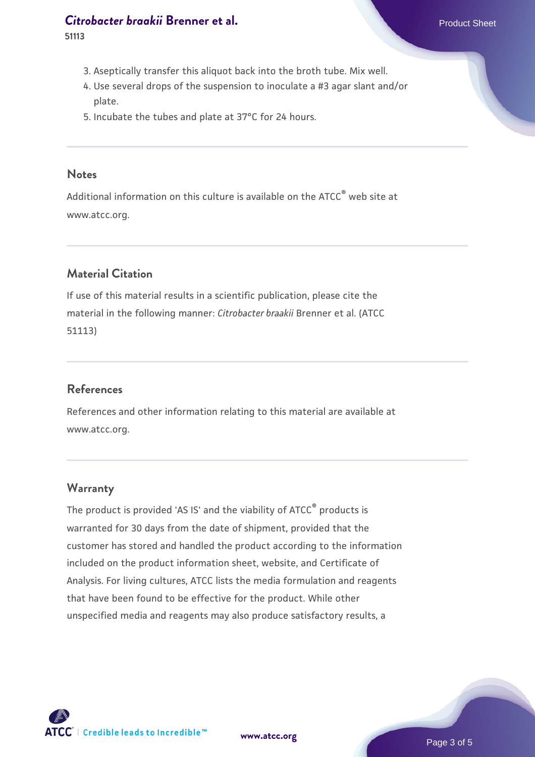3. Aseptically transfer this aliquot back into the broth tube. Mix well.
4. Use several drops of the suspension to inoculate a #3 agar slant and/or plate.
5. Incubate the tubes and plate at 37°C for 24 hours.

## Notes

Additional information on this culture is available on the ATCC® web site at www.atcc.org.

## Material Citation

If use of this material results in a scientific publication, please cite the material in the following manner: *Citrobacter braakii* Brenner et al. (ATCC 51113)

## References

References and other information relating to this material are available at www.atcc.org.

## Warranty

The product is provided 'AS IS' and the viability of ATCC® products is warranted for 30 days from the date of shipment, provided that the customer has stored and handled the product according to the information included on the product information sheet, website, and Certificate of Analysis. For living cultures, ATCC lists the media formulation and reagents that have been found to be effective for the product. While other unspecified media and reagents may also produce satisfactory results, a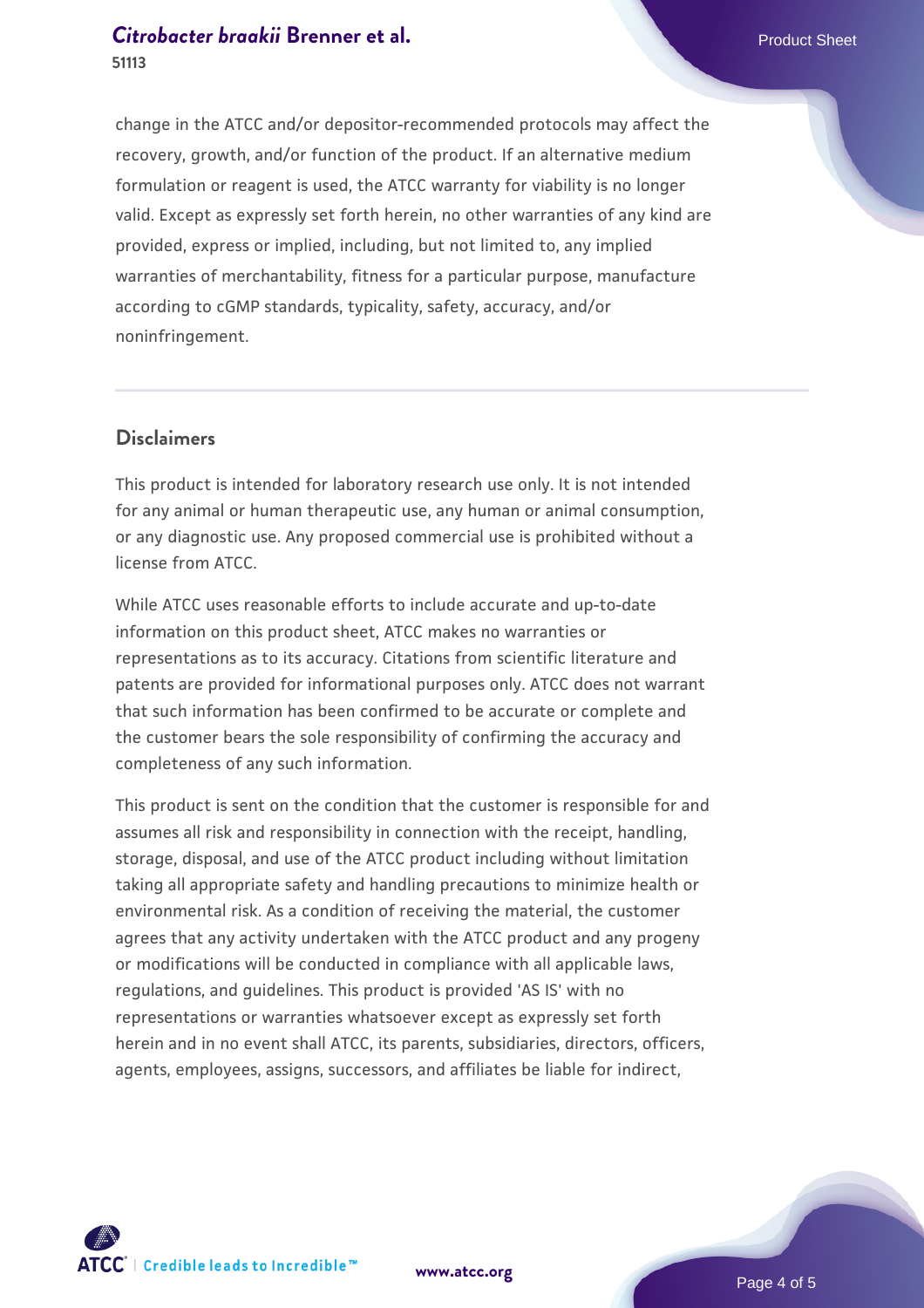change in the ATCC and/or depositor-recommended protocols may affect the recovery, growth, and/or function of the product. If an alternative medium formulation or reagent is used, the ATCC warranty for viability is no longer valid. Except as expressly set forth herein, no other warranties of any kind are provided, express or implied, including, but not limited to, any implied warranties of merchantability, fitness for a particular purpose, manufacture according to cGMP standards, typicality, safety, accuracy, and/or noninfringement.

## Disclaimers

This product is intended for laboratory research use only. It is not intended for any animal or human therapeutic use, any human or animal consumption, or any diagnostic use. Any proposed commercial use is prohibited without a license from ATCC.

While ATCC uses reasonable efforts to include accurate and up-to-date information on this product sheet, ATCC makes no warranties or representations as to its accuracy. Citations from scientific literature and patents are provided for informational purposes only. ATCC does not warrant that such information has been confirmed to be accurate or complete and the customer bears the sole responsibility of confirming the accuracy and completeness of any such information.

This product is sent on the condition that the customer is responsible for and assumes all risk and responsibility in connection with the receipt, handling, storage, disposal, and use of the ATCC product including without limitation taking all appropriate safety and handling precautions to minimize health or environmental risk. As a condition of receiving the material, the customer agrees that any activity undertaken with the ATCC product and any progeny or modifications will be conducted in compliance with all applicable laws, regulations, and guidelines. This product is provided 'AS IS' with no representations or warranties whatsoever except as expressly set forth herein and in no event shall ATCC, its parents, subsidiaries, directors, officers, agents, employees, assigns, successors, and affiliates be liable for indirect,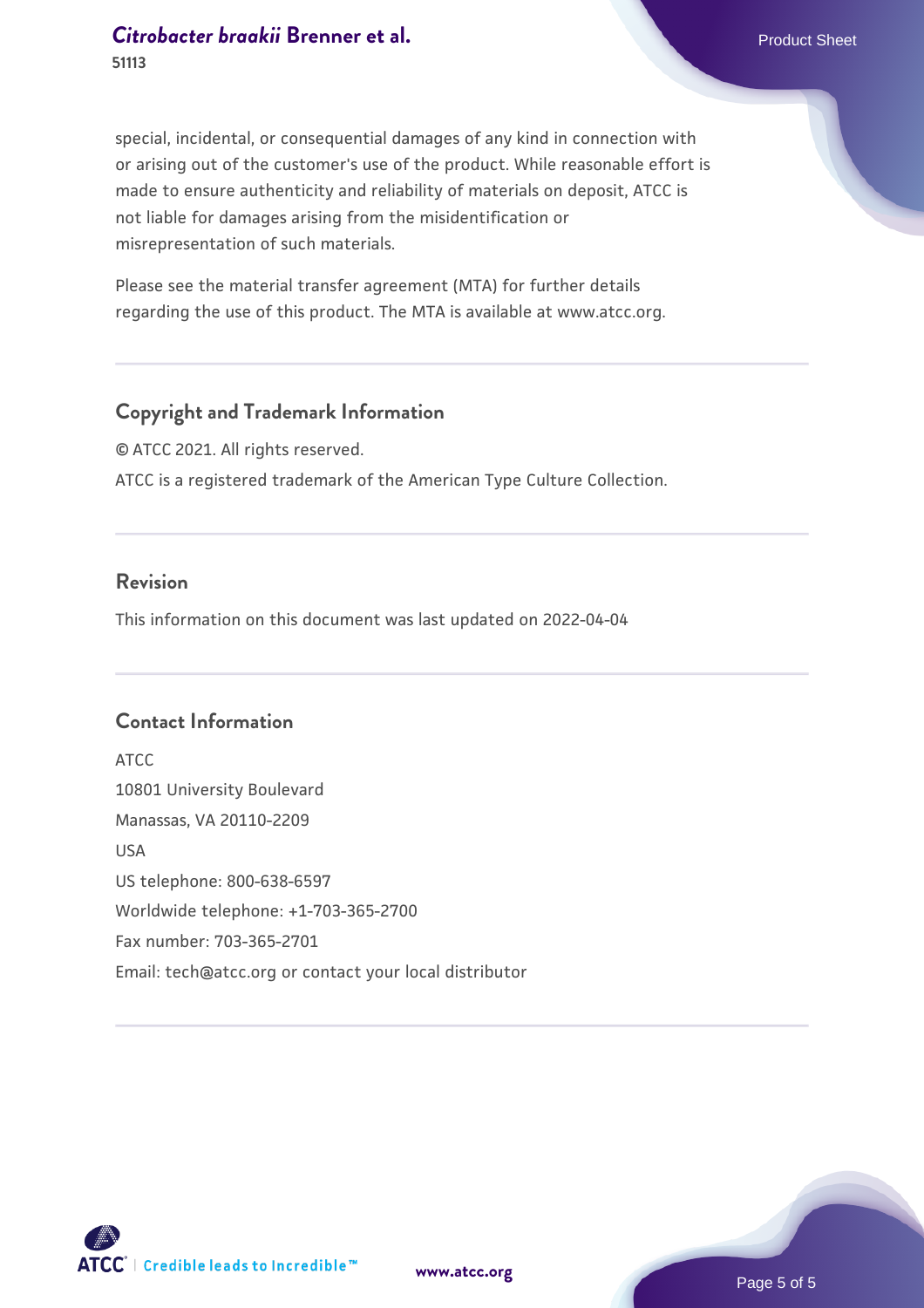special, incidental, or consequential damages of any kind in connection with or arising out of the customer's use of the product. While reasonable effort is made to ensure authenticity and reliability of materials on deposit, ATCC is not liable for damages arising from the misidentification or misrepresentation of such materials.

Please see the material transfer agreement (MTA) for further details regarding the use of this product. The MTA is available at www.atcc.org.

## Copyright and Trademark Information

© ATCC 2021. All rights reserved.

ATCC is a registered trademark of the American Type Culture Collection.

## Revision

This information on this document was last updated on 2022-04-04

## Contact Information

ATCC
10801 University Boulevard
Manassas, VA 20110-2209
USA
US telephone: 800-638-6597
Worldwide telephone: +1-703-365-2700
Fax number: 703-365-2701
Email: tech@atcc.org or contact your local distributor